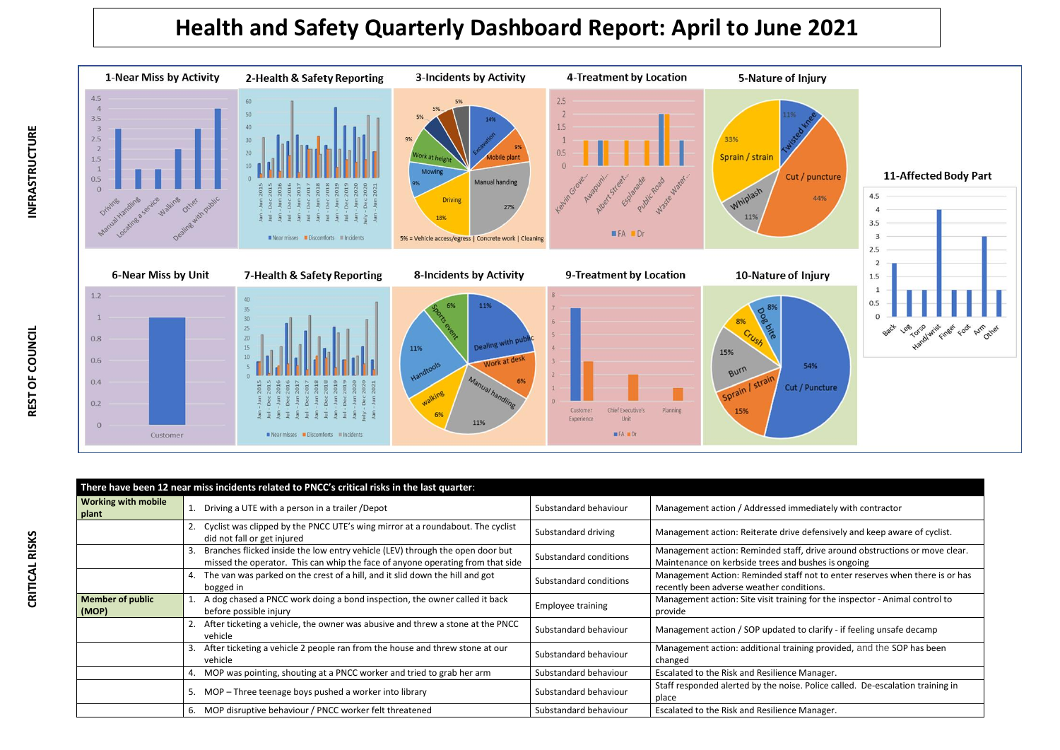# Health and Safety Quarterly Dashboard Report: April to June 2021

## INFRASTRUCTURE

### 1-Near Miss by Activity

| Activity | Count |
|---|---|
| Driving | 3 |
| Manual Handling | 1 |
| Locating a service | 1 |
| Walking | 2 |
| Other | 3 |
| Dealing with public | 4 |

### 2-Health & Safety Reporting

Near misses | Discomforts | Incidents

Jan - Jun 2015, Jul - Dec 2015, Jan - Jun 2016, Jul - Dec 2016, Jan - Jun 2017, Jul - Dec 2017, Jan - Jun 2018, Jul - Dec 2018, Jan - Jun 2019, Jul - Dec 2019, Jan - Jun 2020, July - Dec 2020, Jan - Jun 2021

### 3-Incidents by Activity

- Excavation 14%
- Mobile plant 9%
- Manual handling 27%
- Driving 18%
- Mowing 9%
- Work at height 9%
- 5%
- 5%
- 5%

5% = Vehicle access/egress | Concrete work | Cleaning

### 4-Treatment by Location

Kelvin Grove..., Awapuni..., Albert Street..., Esplanade, Public Road, Waste Water...

FA | Dr

### 5-Nature of Injury

- Twisted knee 11%
- Cut / puncture 44%
- Whiplash 11%
- Sprain / strain 33%

### 11-Affected Body Part

| Body Part | Count |
|---|---|
| Back | 2 |
| Leg | 1 |
| Torso | 1 |
| Hand/wrist | 4 |
| Finger | 1 |
| Foot | 1 |
| Arm | 3 |
| Other | 1 |

## REST OF COUNCIL

### 6-Near Miss by Unit

| Unit | Count |
|---|---|
| Customer | 1 |

### 7-Health & Safety Reporting

Near misses | Discomforts | Incidents

Jan - Jun 2015, Jul - Dec 2015, Jan - Jun 2016, Jul - Dec 2016, Jan - Jun 2017, Jul - Dec 2017, Jan - Jun 2018, Jul - Dec 2018, Jan - Jun 2019, Jul - Dec 2019, Jan - Jun 2020, July - Dec 2020, Jan - Jun 2021

### 8-Incidents by Activity

- Dealing with public 11%
- Work at desk 6%
- Manual handling 11%
- walking 6%
- Handtools 11%
- Sports event 6%

### 9-Treatment by Location

| Location | FA | Dr |
|---|---|---|
| Customer Experience | 7 | 3 |
| Chief Executive's Unit | | 2 |
| Planning | | 1 |

### 10-Nature of Injury

- Cut / Puncture 54%
- Sprain / strain 15%
- Burn 15%
- Crush 8%
- Dog bite 8%

## CRITICAL RISKS

| There have been 12 near miss incidents related to PNCC's critical risks in the last quarter: | | | |
|---|---|---|---|
| **Working with mobile plant** | 1. Driving a UTE with a person in a trailer /Depot | Substandard behaviour | Management action / Addressed immediately with contractor |
| | 2. Cyclist was clipped by the PNCC UTE's wing mirror at a roundabout. The cyclist did not fall or get injured | Substandard driving | Management action: Reiterate drive defensively and keep aware of cyclist. |
| | 3. Branches flicked inside the low entry vehicle (LEV) through the open door but missed the operator. This can whip the face of anyone operating from that side | Substandard conditions | Management action: Reminded staff, drive around obstructions or move clear. Maintenance on kerbside trees and bushes is ongoing |
| | 4. The van was parked on the crest of a hill, and it slid down the hill and got bogged in | Substandard conditions | Management Action: Reminded staff not to enter reserves when there is or has recently been adverse weather conditions. |
| **Member of public (MOP)** | 1. A dog chased a PNCC work doing a bond inspection, the owner called it back before possible injury | Employee training | Management action: Site visit training for the inspector - Animal control to provide |
| | 2. After ticketing a vehicle, the owner was abusive and threw a stone at the PNCC vehicle | Substandard behaviour | Management action / SOP updated to clarify - if feeling unsafe decamp |
| | 3. After ticketing a vehicle 2 people ran from the house and threw stone at our vehicle | Substandard behaviour | Management action: additional training provided, and the SOP has been changed |
| | 4. MOP was pointing, shouting at a PNCC worker and tried to grab her arm | Substandard behaviour | Escalated to the Risk and Resilience Manager. |
| | 5. MOP – Three teenage boys pushed a worker into library | Substandard behaviour | Staff responded alerted by the noise. Police called. De-escalation training in place |
| | 6. MOP disruptive behaviour / PNCC worker felt threatened | Substandard behaviour | Escalated to the Risk and Resilience Manager. |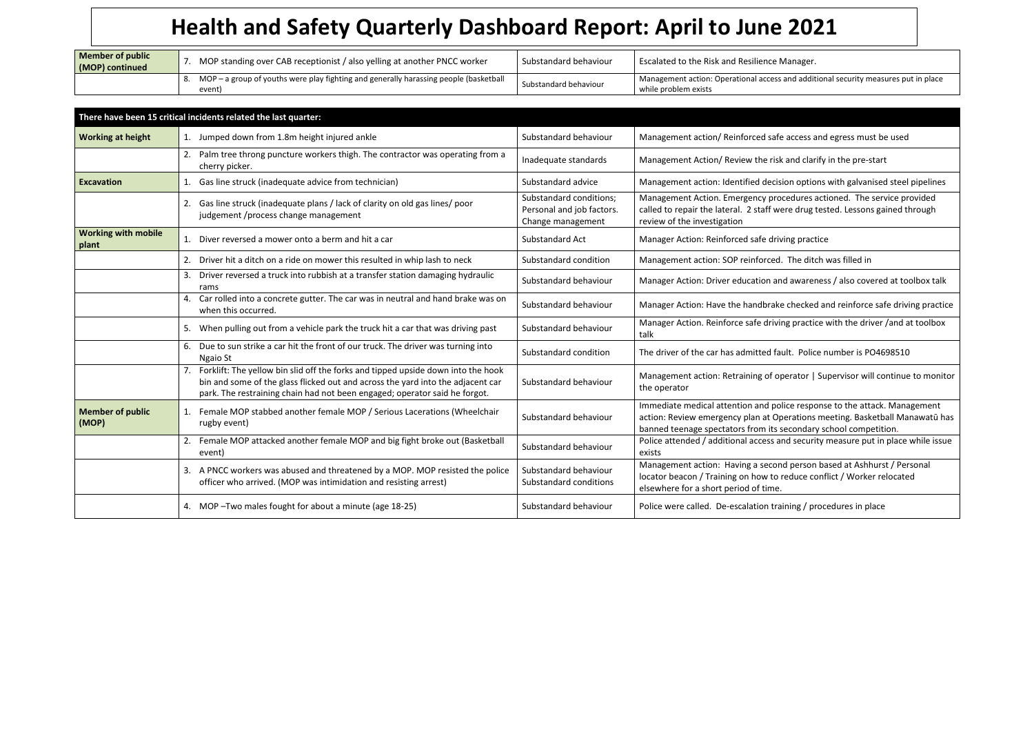# Health and Safety Quarterly Dashboard Report: April to June 2021

| | | | |
|---|---|---|---|
| **Member of public (MOP) continued** | 7. MOP standing over CAB receptionist / also yelling at another PNCC worker | Substandard behaviour | Escalated to the Risk and Resilience Manager. |
| | 8. MOP – a group of youths were play fighting and generally harassing people (basketball event) | Substandard behaviour | Management action: Operational access and additional security measures put in place while problem exists |

| **There have been 15 critical incidents related the last quarter:** | | | |
|---|---|---|---|
| **Working at height** | 1. Jumped down from 1.8m height injured ankle | Substandard behaviour | Management action/ Reinforced safe access and egress must be used |
| | 2. Palm tree throng puncture workers thigh. The contractor was operating from a cherry picker. | Inadequate standards | Management Action/ Review the risk and clarify in the pre-start |
| **Excavation** | 1. Gas line struck (inadequate advice from technician) | Substandard advice | Management action: Identified decision options with galvanised steel pipelines |
| | 2. Gas line struck (inadequate plans / lack of clarity on old gas lines/ poor judgement /process change management | Substandard conditions; Personal and job factors. Change management | Management Action. Emergency procedures actioned. The service provided called to repair the lateral. 2 staff were drug tested. Lessons gained through review of the investigation |
| **Working with mobile plant** | 1. Diver reversed a mower onto a berm and hit a car | Substandard Act | Manager Action: Reinforced safe driving practice |
| | 2. Driver hit a ditch on a ride on mower this resulted in whip lash to neck | Substandard condition | Management action: SOP reinforced. The ditch was filled in |
| | 3. Driver reversed a truck into rubbish at a transfer station damaging hydraulic rams | Substandard behaviour | Manager Action: Driver education and awareness / also covered at toolbox talk |
| | 4. Car rolled into a concrete gutter. The car was in neutral and hand brake was on when this occurred. | Substandard behaviour | Manager Action: Have the handbrake checked and reinforce safe driving practice |
| | 5. When pulling out from a vehicle park the truck hit a car that was driving past | Substandard behaviour | Manager Action. Reinforce safe driving practice with the driver /and at toolbox talk |
| | 6. Due to sun strike a car hit the front of our truck. The driver was turning into Ngaio St | Substandard condition | The driver of the car has admitted fault. Police number is PO4698510 |
| | 7. Forklift: The yellow bin slid off the forks and tipped upside down into the hook bin and some of the glass flicked out and across the yard into the adjacent car park. The restraining chain had not been engaged; operator said he forgot. | Substandard behaviour | Management action: Retraining of operator \| Supervisor will continue to monitor the operator |
| **Member of public (MOP)** | 1. Female MOP stabbed another female MOP / Serious Lacerations (Wheelchair rugby event) | Substandard behaviour | Immediate medical attention and police response to the attack. Management action: Review emergency plan at Operations meeting. Basketball Manawatū has banned teenage spectators from its secondary school competition. |
| | 2. Female MOP attacked another female MOP and big fight broke out (Basketball event) | Substandard behaviour | Police attended / additional access and security measure put in place while issue exists |
| | 3. A PNCC workers was abused and threatened by a MOP. MOP resisted the police officer who arrived. (MOP was intimidation and resisting arrest) | Substandard behaviour Substandard conditions | Management action: Having a second person based at Ashhurst / Personal locator beacon / Training on how to reduce conflict / Worker relocated elsewhere for a short period of time. |
| | 4. MOP –Two males fought for about a minute (age 18-25) | Substandard behaviour | Police were called. De-escalation training / procedures in place |